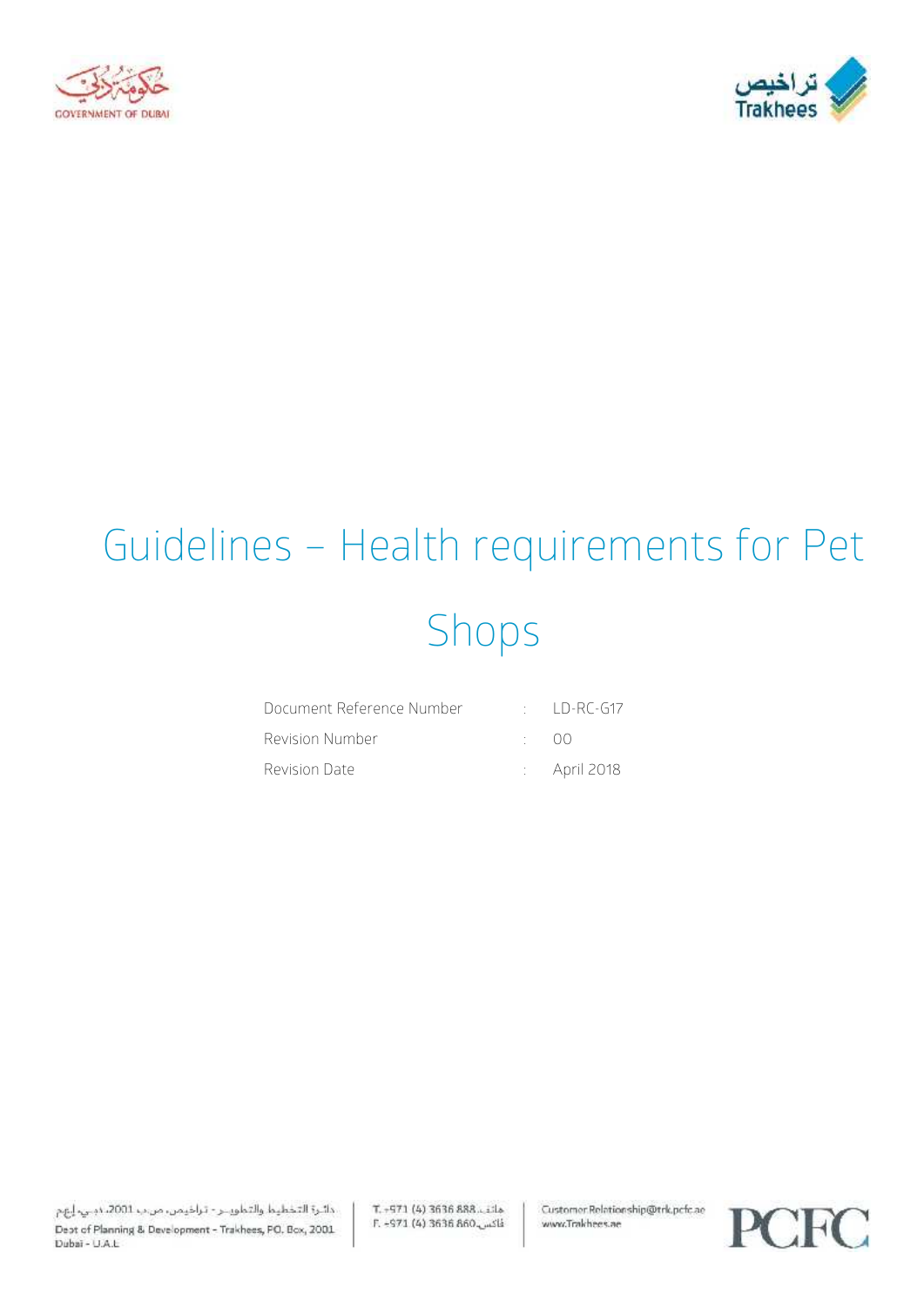# Guidelines – Health requirements for Pet Shops

| | | |
|---|---|---|
| Document Reference Number | : | LD-RC-G17 |
| Revision Number | : | 00 |
| Revision Date | : | April 2018 |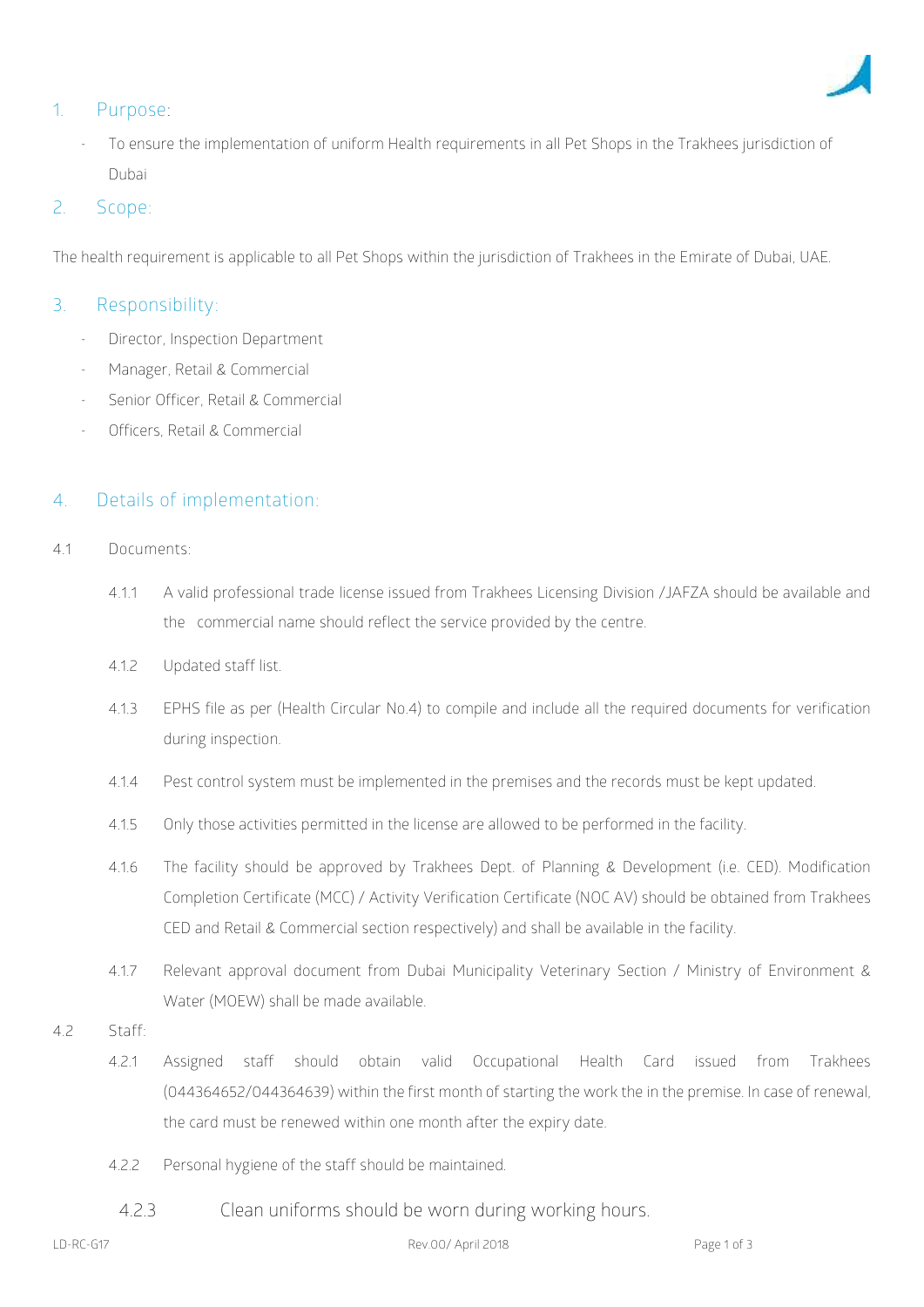## 1. Purpose:

- To ensure the implementation of uniform Health requirements in all Pet Shops in the Trakhees jurisdiction of Dubai

## 2. Scope:

The health requirement is applicable to all Pet Shops within the jurisdiction of Trakhees in the Emirate of Dubai, UAE.

## 3. Responsibility:

- Director, Inspection Department
- Manager, Retail & Commercial
- Senior Officer, Retail & Commercial
- Officers, Retail & Commercial

## 4. Details of implementation:

4.1 Documents:

4.1.1 A valid professional trade license issued from Trakhees Licensing Division /JAFZA should be available and the commercial name should reflect the service provided by the centre.

4.1.2 Updated staff list.

4.1.3 EPHS file as per (Health Circular No.4) to compile and include all the required documents for verification during inspection.

4.1.4 Pest control system must be implemented in the premises and the records must be kept updated.

4.1.5 Only those activities permitted in the license are allowed to be performed in the facility.

4.1.6 The facility should be approved by Trakhees Dept. of Planning & Development (i.e. CED). Modification Completion Certificate (MCC) / Activity Verification Certificate (NOC AV) should be obtained from Trakhees CED and Retail & Commercial section respectively) and shall be available in the facility.

4.1.7 Relevant approval document from Dubai Municipality Veterinary Section / Ministry of Environment & Water (MOEW) shall be made available.

4.2 Staff:

4.2.1 Assigned staff should obtain valid Occupational Health Card issued from Trakhees (044364652/044364639) within the first month of starting the work the in the premise. In case of renewal, the card must be renewed within one month after the expiry date.

4.2.2 Personal hygiene of the staff should be maintained.

4.2.3 Clean uniforms should be worn during working hours.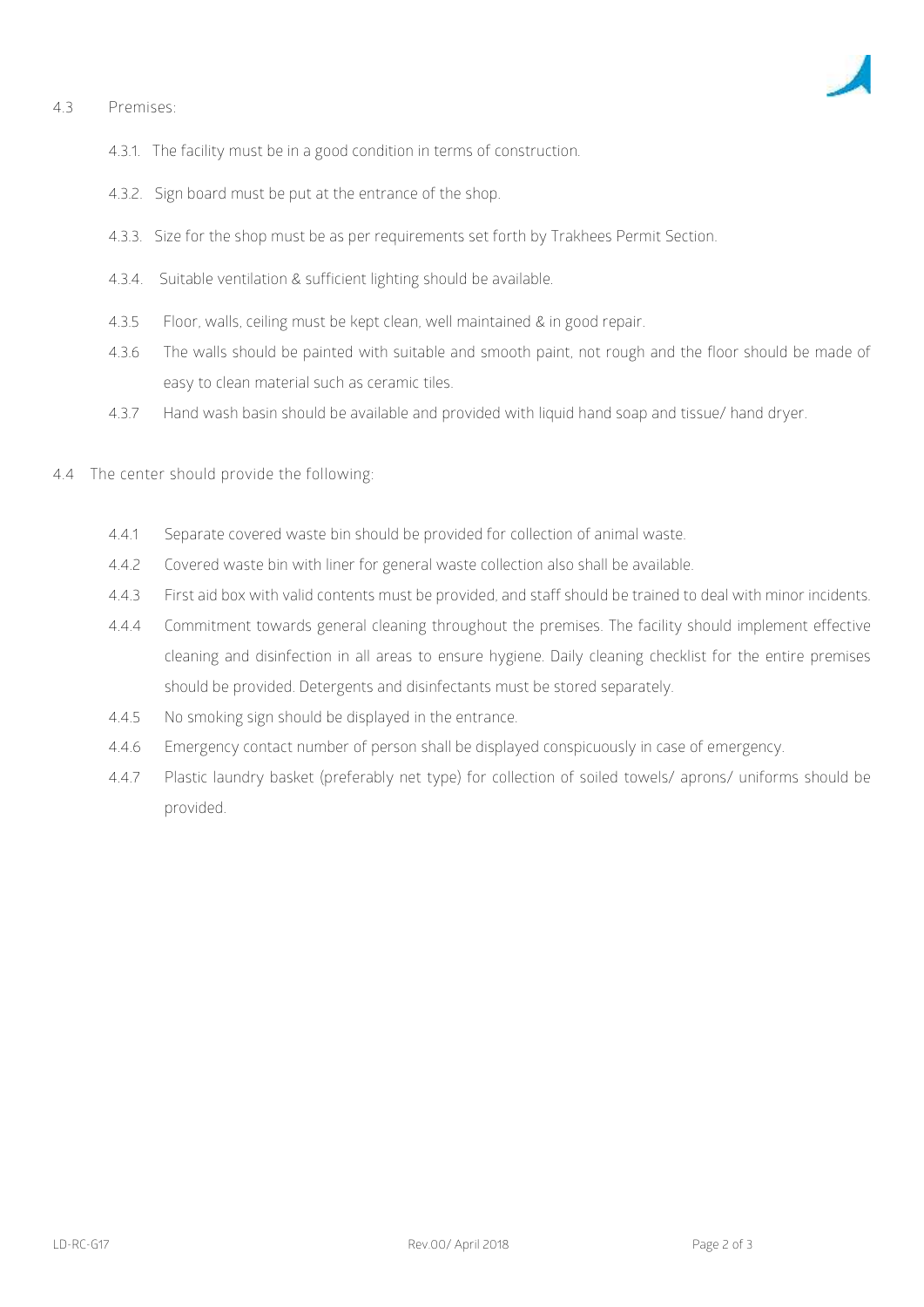4.3 Premises:

- 4.3.1. The facility must be in a good condition in terms of construction.
- 4.3.2. Sign board must be put at the entrance of the shop.
- 4.3.3. Size for the shop must be as per requirements set forth by Trakhees Permit Section.
- 4.3.4. Suitable ventilation & sufficient lighting should be available.
- 4.3.5 Floor, walls, ceiling must be kept clean, well maintained & in good repair.
- 4.3.6 The walls should be painted with suitable and smooth paint, not rough and the floor should be made of easy to clean material such as ceramic tiles.
- 4.3.7 Hand wash basin should be available and provided with liquid hand soap and tissue/ hand dryer.

4.4 The center should provide the following:

- 4.4.1 Separate covered waste bin should be provided for collection of animal waste.
- 4.4.2 Covered waste bin with liner for general waste collection also shall be available.
- 4.4.3 First aid box with valid contents must be provided, and staff should be trained to deal with minor incidents.
- 4.4.4 Commitment towards general cleaning throughout the premises. The facility should implement effective cleaning and disinfection in all areas to ensure hygiene. Daily cleaning checklist for the entire premises should be provided. Detergents and disinfectants must be stored separately.
- 4.4.5 No smoking sign should be displayed in the entrance.
- 4.4.6 Emergency contact number of person shall be displayed conspicuously in case of emergency.
- 4.4.7 Plastic laundry basket (preferably net type) for collection of soiled towels/ aprons/ uniforms should be provided.